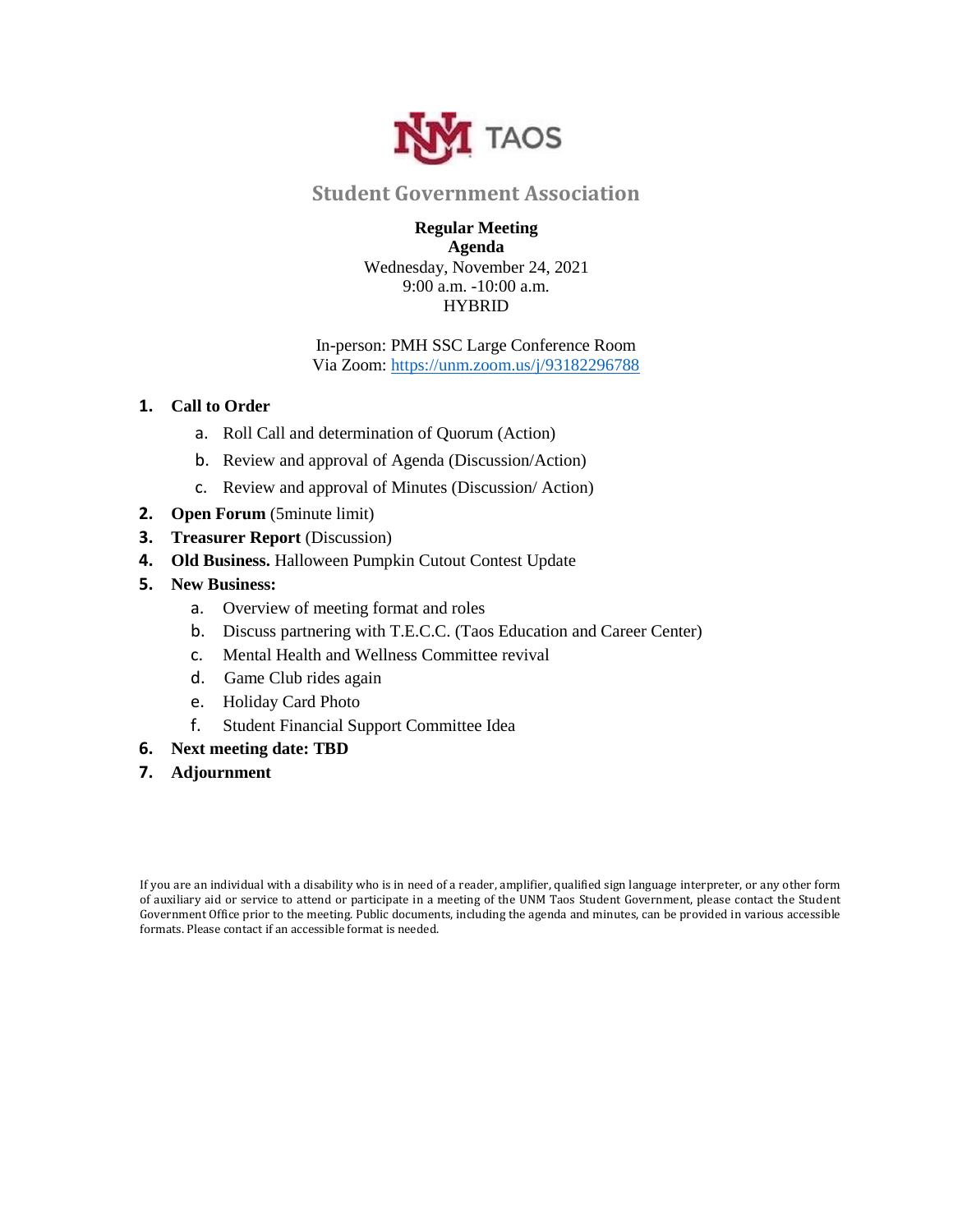UNM TAOS

# Student Government Association

**Regular Meeting**
**Agenda**
Wednesday, November 24, 2021
9:00 a.m. -10:00 a.m.
HYBRID

In-person: PMH SSC Large Conference Room
Via Zoom: https://unm.zoom.us/j/93182296788

1. **Call to Order**
   a. Roll Call and determination of Quorum (Action)
   b. Review and approval of Agenda (Discussion/Action)
   c. Review and approval of Minutes (Discussion/ Action)
2. **Open Forum** (5minute limit)
3. **Treasurer Report** (Discussion)
4. **Old Business.** Halloween Pumpkin Cutout Contest Update
5. **New Business:**
   a. Overview of meeting format and roles
   b. Discuss partnering with T.E.C.C. (Taos Education and Career Center)
   c. Mental Health and Wellness Committee revival
   d. Game Club rides again
   e. Holiday Card Photo
   f. Student Financial Support Committee Idea
6. **Next meeting date: TBD**
7. **Adjournment**

If you are an individual with a disability who is in need of a reader, amplifier, qualified sign language interpreter, or any other form of auxiliary aid or service to attend or participate in a meeting of the UNM Taos Student Government, please contact the Student Government Office prior to the meeting. Public documents, including the agenda and minutes, can be provided in various accessible formats. Please contact if an accessible format is needed.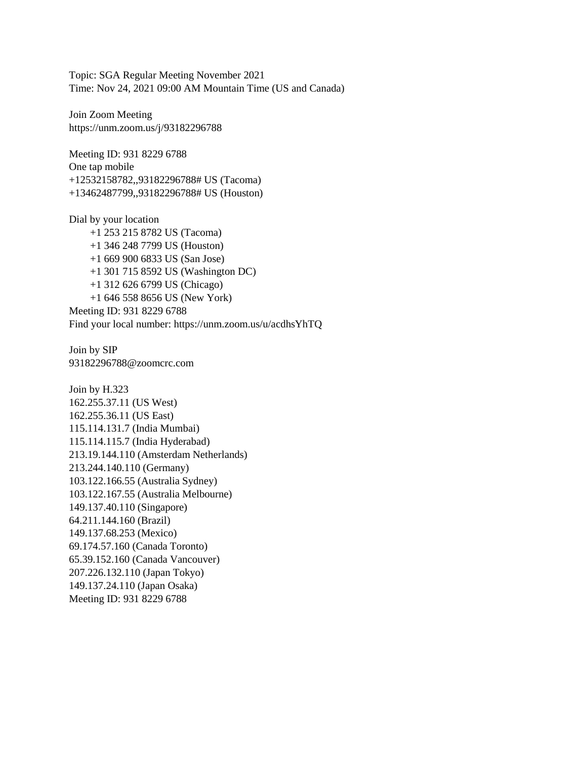Topic: SGA Regular Meeting November 2021
Time: Nov 24, 2021 09:00 AM Mountain Time (US and Canada)

Join Zoom Meeting
https://unm.zoom.us/j/93182296788

Meeting ID: 931 8229 6788
One tap mobile
+12532158782,,93182296788# US (Tacoma)
+13462487799,,93182296788# US (Houston)

Dial by your location
+1 253 215 8782 US (Tacoma)
+1 346 248 7799 US (Houston)
+1 669 900 6833 US (San Jose)
+1 301 715 8592 US (Washington DC)
+1 312 626 6799 US (Chicago)
+1 646 558 8656 US (New York)
Meeting ID: 931 8229 6788
Find your local number: https://unm.zoom.us/u/acdhsYhTQ

Join by SIP
93182296788@zoomcrc.com

Join by H.323
162.255.37.11 (US West)
162.255.36.11 (US East)
115.114.131.7 (India Mumbai)
115.114.115.7 (India Hyderabad)
213.19.144.110 (Amsterdam Netherlands)
213.244.140.110 (Germany)
103.122.166.55 (Australia Sydney)
103.122.167.55 (Australia Melbourne)
149.137.40.110 (Singapore)
64.211.144.160 (Brazil)
149.137.68.253 (Mexico)
69.174.57.160 (Canada Toronto)
65.39.152.160 (Canada Vancouver)
207.226.132.110 (Japan Tokyo)
149.137.24.110 (Japan Osaka)
Meeting ID: 931 8229 6788